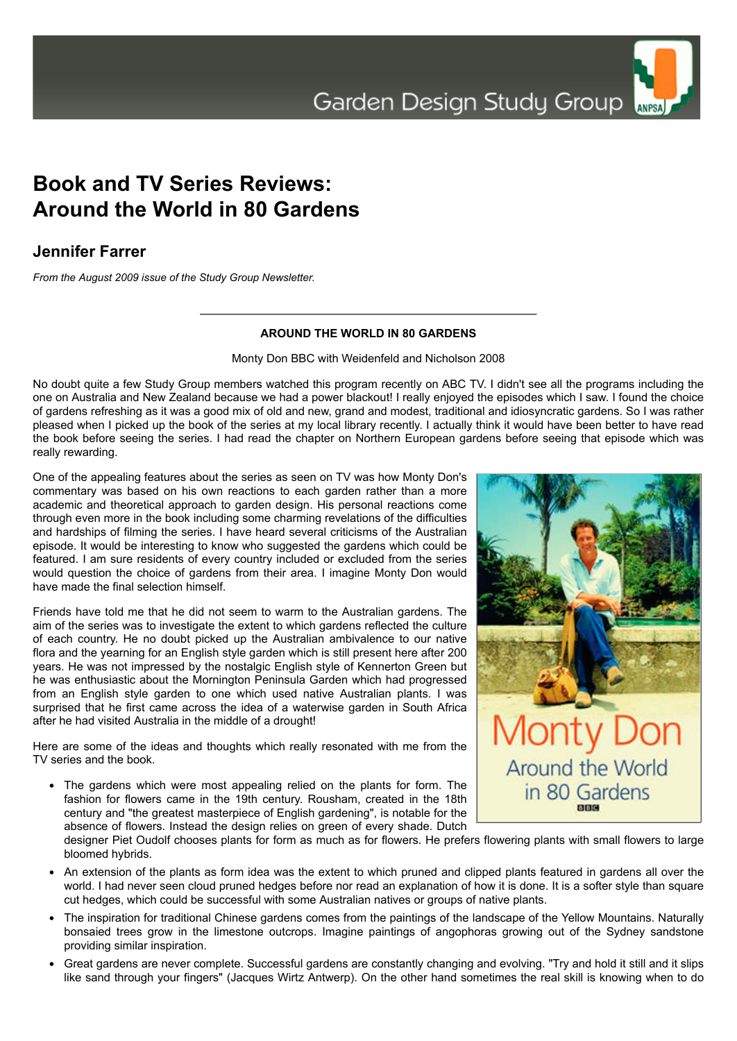# Book and TV Series Reviews: Around the World in 80 Gardens

## Jennifer Farrer

*From the August 2009 issue of the Study Group Newsletter.*

---

**AROUND THE WORLD IN 80 GARDENS**

Monty Don BBC with Weidenfeld and Nicholson 2008

No doubt quite a few Study Group members watched this program recently on ABC TV. I didn't see all the programs including the one on Australia and New Zealand because we had a power blackout! I really enjoyed the episodes which I saw. I found the choice of gardens refreshing as it was a good mix of old and new, grand and modest, traditional and idiosyncratic gardens. So I was rather pleased when I picked up the book of the series at my local library recently. I actually think it would have been better to have read the book before seeing the series. I had read the chapter on Northern European gardens before seeing that episode which was really rewarding.

One of the appealing features about the series as seen on TV was how Monty Don's commentary was based on his own reactions to each garden rather than a more academic and theoretical approach to garden design. His personal reactions come through even more in the book including some charming revelations of the difficulties and hardships of filming the series. I have heard several criticisms of the Australian episode. It would be interesting to know who suggested the gardens which could be featured. I am sure residents of every country included or excluded from the series would question the choice of gardens from their area. I imagine Monty Don would have made the final selection himself.

Friends have told me that he did not seem to warm to the Australian gardens. The aim of the series was to investigate the extent to which gardens reflected the culture of each country. He no doubt picked up the Australian ambivalence to our native flora and the yearning for an English style garden which is still present here after 200 years. He was not impressed by the nostalgic English style of Kennerton Green but he was enthusiastic about the Mornington Peninsula Garden which had progressed from an English style garden to one which used native Australian plants. I was surprised that he first came across the idea of a waterwise garden in South Africa after he had visited Australia in the middle of a drought!

Here are some of the ideas and thoughts which really resonated with me from the TV series and the book.

- The gardens which were most appealing relied on the plants for form. The fashion for flowers came in the 19th century. Rousham, created in the 18th century and "the greatest masterpiece of English gardening", is notable for the absence of flowers. Instead the design relies on green of every shade. Dutch designer Piet Oudolf chooses plants for form as much as for flowers. He prefers flowering plants with small flowers to large bloomed hybrids.
- An extension of the plants as form idea was the extent to which pruned and clipped plants featured in gardens all over the world. I had never seen cloud pruned hedges before nor read an explanation of how it is done. It is a softer style than square cut hedges, which could be successful with some Australian natives or groups of native plants.
- The inspiration for traditional Chinese gardens comes from the paintings of the landscape of the Yellow Mountains. Naturally bonsaied trees grow in the limestone outcrops. Imagine paintings of angophoras growing out of the Sydney sandstone providing similar inspiration.
- Great gardens are never complete. Successful gardens are constantly changing and evolving. "Try and hold it still and it slips like sand through your fingers" (Jacques Wirtz Antwerp). On the other hand sometimes the real skill is knowing when to do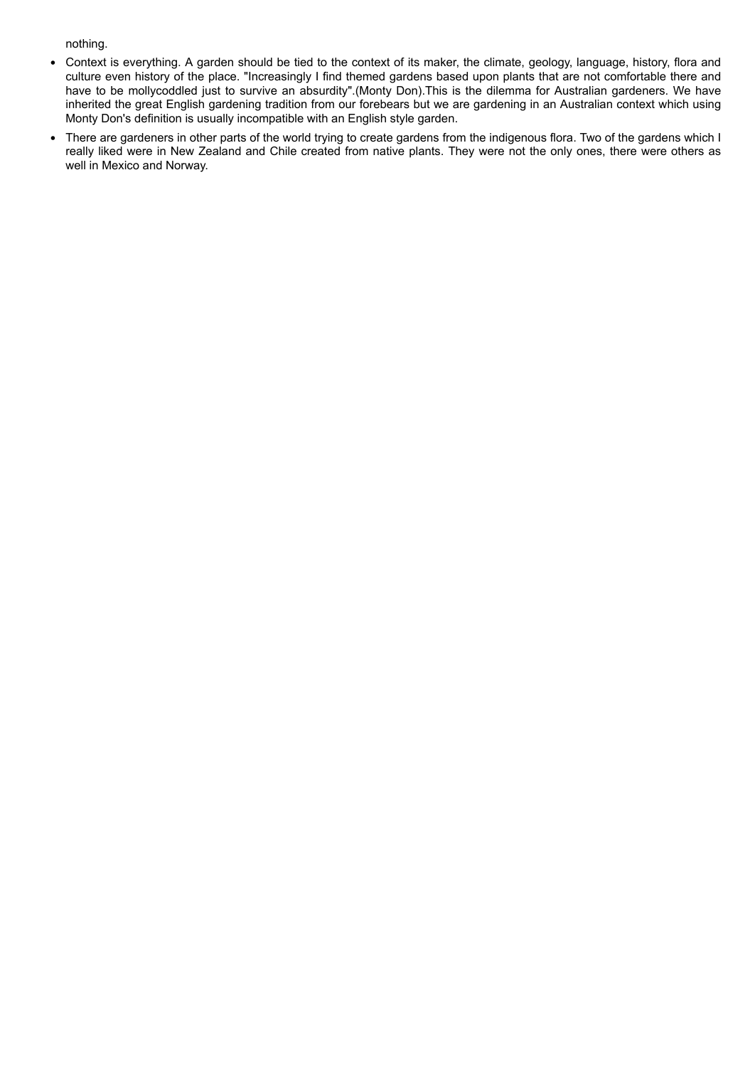nothing.

- Context is everything. A garden should be tied to the context of its maker, the climate, geology, language, history, flora and culture even history of the place. "Increasingly I find themed gardens based upon plants that are not comfortable there and have to be mollycoddled just to survive an absurdity".(Monty Don).This is the dilemma for Australian gardeners. We have inherited the great English gardening tradition from our forebears but we are gardening in an Australian context which using Monty Don's definition is usually incompatible with an English style garden.
- There are gardeners in other parts of the world trying to create gardens from the indigenous flora. Two of the gardens which I really liked were in New Zealand and Chile created from native plants. They were not the only ones, there were others as well in Mexico and Norway.